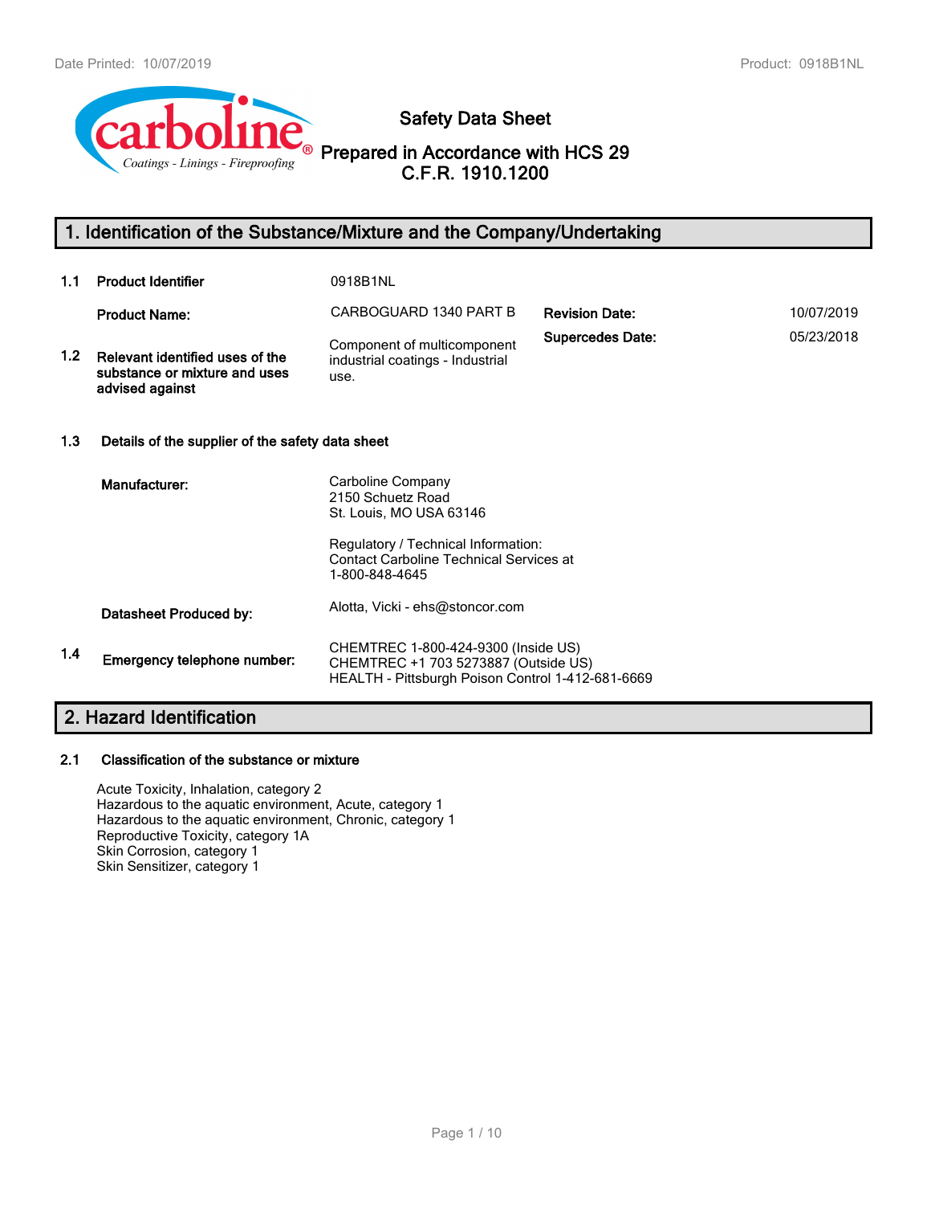# Safety Data Sheet

**Prepared in Accordance with HCS 29 C.F.R. 1910.1200**

## 1. Identification of the Substance/Mixture and the Company/Undertaking

| | | | | |
|---|---|---|---|---|
| **1.1** | **Product Identifier** | 0918B1NL | | |
| | **Product Name:** | CARBOGUARD 1340 PART B | **Revision Date:** | 10/07/2019 |
| **1.2** | **Relevant identified uses of the substance or mixture and uses advised against** | Component of multicomponent industrial coatings - Industrial use. | **Supercedes Date:** | 05/23/2018 |

**1.3 Details of the supplier of the safety data sheet**

**Manufacturer:**
Carboline Company
2150 Schuetz Road
St. Louis, MO USA 63146

Regulatory / Technical Information:
Contact Carboline Technical Services at
1-800-848-4645

**Datasheet Produced by:** Alotta, Vicki - ehs@stoncor.com

**1.4 Emergency telephone number:**
CHEMTREC 1-800-424-9300 (Inside US)
CHEMTREC +1 703 5273887 (Outside US)
HEALTH - Pittsburgh Poison Control 1-412-681-6669

## 2. Hazard Identification

**2.1 Classification of the substance or mixture**

Acute Toxicity, Inhalation, category 2
Hazardous to the aquatic environment, Acute, category 1
Hazardous to the aquatic environment, Chronic, category 1
Reproductive Toxicity, category 1A
Skin Corrosion, category 1
Skin Sensitizer, category 1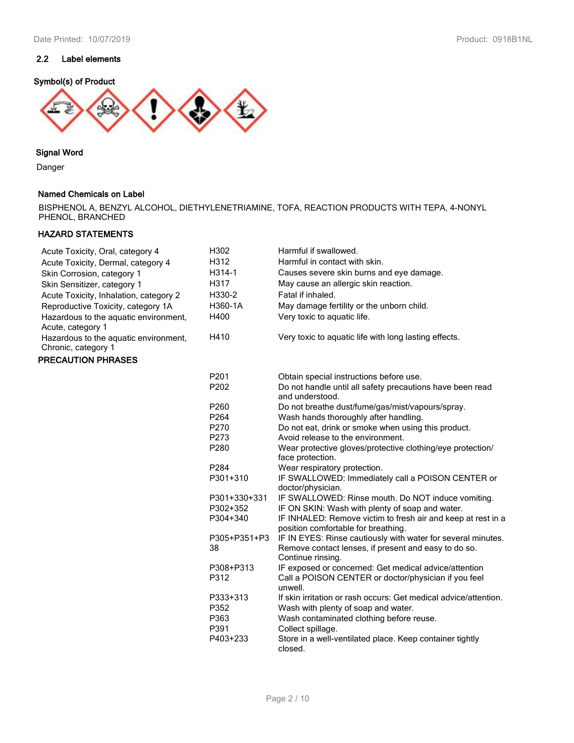## 2.2 Label elements

**Symbol(s) of Product**

**Signal Word**

Danger

**Named Chemicals on Label**

BISPHENOL A, BENZYL ALCOHOL, DIETHYLENETRIAMINE, TOFA, REACTION PRODUCTS WITH TEPA, 4-NONYL PHENOL, BRANCHED

**HAZARD STATEMENTS**

| | | |
|---|---|---|
| Acute Toxicity, Oral, category 4 | H302 | Harmful if swallowed. |
| Acute Toxicity, Dermal, category 4 | H312 | Harmful in contact with skin. |
| Skin Corrosion, category 1 | H314-1 | Causes severe skin burns and eye damage. |
| Skin Sensitizer, category 1 | H317 | May cause an allergic skin reaction. |
| Acute Toxicity, Inhalation, category 2 | H330-2 | Fatal if inhaled. |
| Reproductive Toxicity, category 1A | H360-1A | May damage fertility or the unborn child. |
| Hazardous to the aquatic environment, Acute, category 1 | H400 | Very toxic to aquatic life. |
| Hazardous to the aquatic environment, Chronic, category 1 | H410 | Very toxic to aquatic life with long lasting effects. |

**PRECAUTION PHRASES**

| | |
|---|---|
| P201 | Obtain special instructions before use. |
| P202 | Do not handle until all safety precautions have been read and understood. |
| P260 | Do not breathe dust/fume/gas/mist/vapours/spray. |
| P264 | Wash hands thoroughly after handling. |
| P270 | Do not eat, drink or smoke when using this product. |
| P273 | Avoid release to the environment. |
| P280 | Wear protective gloves/protective clothing/eye protection/ face protection. |
| P284 | Wear respiratory protection. |
| P301+310 | IF SWALLOWED: Immediately call a POISON CENTER or doctor/physician. |
| P301+330+331 | IF SWALLOWED: Rinse mouth. Do NOT induce vomiting. |
| P302+352 | IF ON SKIN: Wash with plenty of soap and water. |
| P304+340 | IF INHALED: Remove victim to fresh air and keep at rest in a position comfortable for breathing. |
| P305+P351+P338 | IF IN EYES: Rinse cautiously with water for several minutes. Remove contact lenses, if present and easy to do so. Continue rinsing. |
| P308+P313 | IF exposed or concerned: Get medical advice/attention |
| P312 | Call a POISON CENTER or doctor/physician if you feel unwell. |
| P333+313 | If skin irritation or rash occurs: Get medical advice/attention. |
| P352 | Wash with plenty of soap and water. |
| P363 | Wash contaminated clothing before reuse. |
| P391 | Collect spillage. |
| P403+233 | Store in a well-ventilated place. Keep container tightly closed. |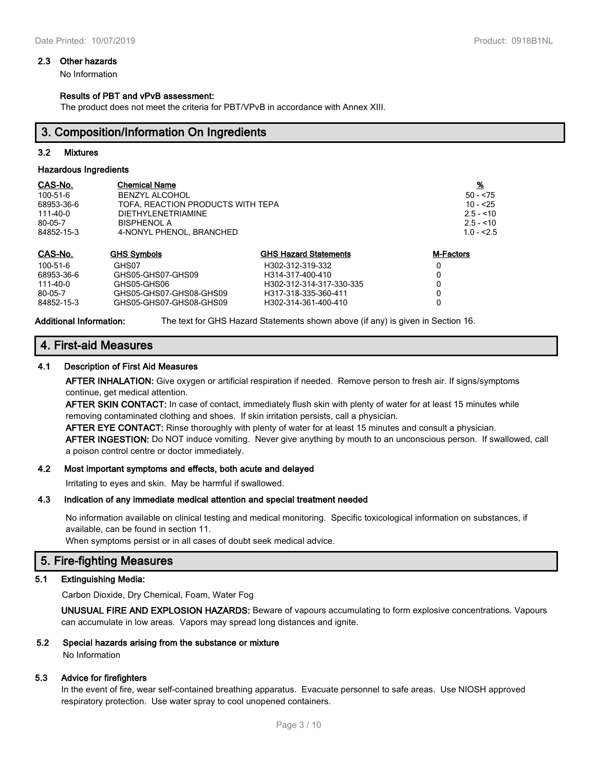### 2.3 Other hazards

No Information

**Results of PBT and vPvB assessment:**

The product does not meet the criteria for PBT/VPvB in accordance with Annex XIII.

## 3. Composition/Information On Ingredients

### 3.2 Mixtures

**Hazardous Ingredients**

| CAS-No. | Chemical Name | % |
|---|---|---|
| 100-51-6 | BENZYL ALCOHOL | 50 - <75 |
| 68953-36-6 | TOFA, REACTION PRODUCTS WITH TEPA | 10 - <25 |
| 111-40-0 | DIETHYLENETRIAMINE | 2.5 - <10 |
| 80-05-7 | BISPHENOL A | 2.5 - <10 |
| 84852-15-3 | 4-NONYL PHENOL, BRANCHED | 1.0 - <2.5 |

| CAS-No. | GHS Symbols | GHS Hazard Statements | M-Factors |
|---|---|---|---|
| 100-51-6 | GHS07 | H302-312-319-332 | 0 |
| 68953-36-6 | GHS05-GHS07-GHS09 | H314-317-400-410 | 0 |
| 111-40-0 | GHS05-GHS06 | H302-312-314-317-330-335 | 0 |
| 80-05-7 | GHS05-GHS07-GHS08-GHS09 | H317-318-335-360-411 | 0 |
| 84852-15-3 | GHS05-GHS07-GHS08-GHS09 | H302-314-361-400-410 | 0 |

**Additional Information:** The text for GHS Hazard Statements shown above (if any) is given in Section 16.

## 4. First-aid Measures

### 4.1 Description of First Aid Measures

**AFTER INHALATION:** Give oxygen or artificial respiration if needed. Remove person to fresh air. If signs/symptoms continue, get medical attention.

**AFTER SKIN CONTACT:** In case of contact, immediately flush skin with plenty of water for at least 15 minutes while removing contaminated clothing and shoes. If skin irritation persists, call a physician.

**AFTER EYE CONTACT:** Rinse thoroughly with plenty of water for at least 15 minutes and consult a physician.

**AFTER INGESTION:** Do NOT induce vomiting. Never give anything by mouth to an unconscious person. If swallowed, call a poison control centre or doctor immediately.

### 4.2 Most important symptoms and effects, both acute and delayed

Irritating to eyes and skin. May be harmful if swallowed.

### 4.3 Indication of any immediate medical attention and special treatment needed

No information available on clinical testing and medical monitoring. Specific toxicological information on substances, if available, can be found in section 11.

When symptoms persist or in all cases of doubt seek medical advice.

## 5. Fire-fighting Measures

### 5.1 Extinguishing Media:

Carbon Dioxide, Dry Chemical, Foam, Water Fog

**UNUSUAL FIRE AND EXPLOSION HAZARDS:** Beware of vapours accumulating to form explosive concentrations. Vapours can accumulate in low areas. Vapors may spread long distances and ignite.

### 5.2 Special hazards arising from the substance or mixture

No Information

### 5.3 Advice for firefighters

In the event of fire, wear self-contained breathing apparatus. Evacuate personnel to safe areas. Use NIOSH approved respiratory protection. Use water spray to cool unopened containers.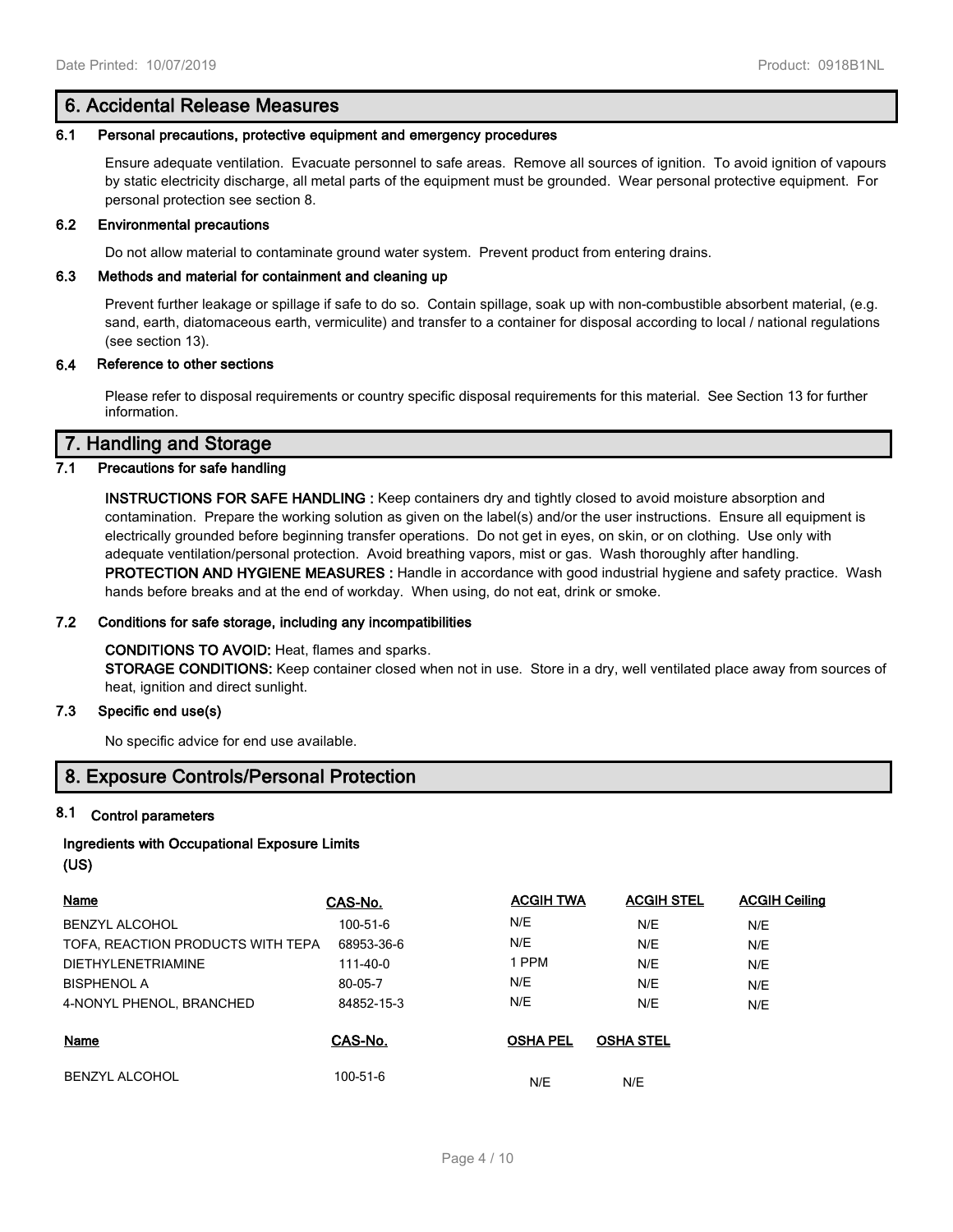## 6. Accidental Release Measures

### 6.1 Personal precautions, protective equipment and emergency procedures

Ensure adequate ventilation. Evacuate personnel to safe areas. Remove all sources of ignition. To avoid ignition of vapours by static electricity discharge, all metal parts of the equipment must be grounded. Wear personal protective equipment. For personal protection see section 8.

### 6.2 Environmental precautions

Do not allow material to contaminate ground water system. Prevent product from entering drains.

### 6.3 Methods and material for containment and cleaning up

Prevent further leakage or spillage if safe to do so. Contain spillage, soak up with non-combustible absorbent material, (e.g. sand, earth, diatomaceous earth, vermiculite) and transfer to a container for disposal according to local / national regulations (see section 13).

### 6.4 Reference to other sections

Please refer to disposal requirements or country specific disposal requirements for this material. See Section 13 for further information.

## 7. Handling and Storage

### 7.1 Precautions for safe handling

**INSTRUCTIONS FOR SAFE HANDLING :** Keep containers dry and tightly closed to avoid moisture absorption and contamination. Prepare the working solution as given on the label(s) and/or the user instructions. Ensure all equipment is electrically grounded before beginning transfer operations. Do not get in eyes, on skin, or on clothing. Use only with adequate ventilation/personal protection. Avoid breathing vapors, mist or gas. Wash thoroughly after handling.
**PROTECTION AND HYGIENE MEASURES :** Handle in accordance with good industrial hygiene and safety practice. Wash hands before breaks and at the end of workday. When using, do not eat, drink or smoke.

### 7.2 Conditions for safe storage, including any incompatibilities

**CONDITIONS TO AVOID:** Heat, flames and sparks.
**STORAGE CONDITIONS:** Keep container closed when not in use. Store in a dry, well ventilated place away from sources of heat, ignition and direct sunlight.

### 7.3 Specific end use(s)

No specific advice for end use available.

## 8. Exposure Controls/Personal Protection

### 8.1 Control parameters

**Ingredients with Occupational Exposure Limits (US)**

| Name | CAS-No. | ACGIH TWA | ACGIH STEL | ACGIH Ceiling |
|---|---|---|---|---|
| BENZYL ALCOHOL | 100-51-6 | N/E | N/E | N/E |
| TOFA, REACTION PRODUCTS WITH TEPA | 68953-36-6 | N/E | N/E | N/E |
| DIETHYLENETRIAMINE | 111-40-0 | 1 PPM | N/E | N/E |
| BISPHENOL A | 80-05-7 | N/E | N/E | N/E |
| 4-NONYL PHENOL, BRANCHED | 84852-15-3 | N/E | N/E | N/E |

| Name | CAS-No. | OSHA PEL | OSHA STEL |
|---|---|---|---|
| BENZYL ALCOHOL | 100-51-6 | N/E | N/E |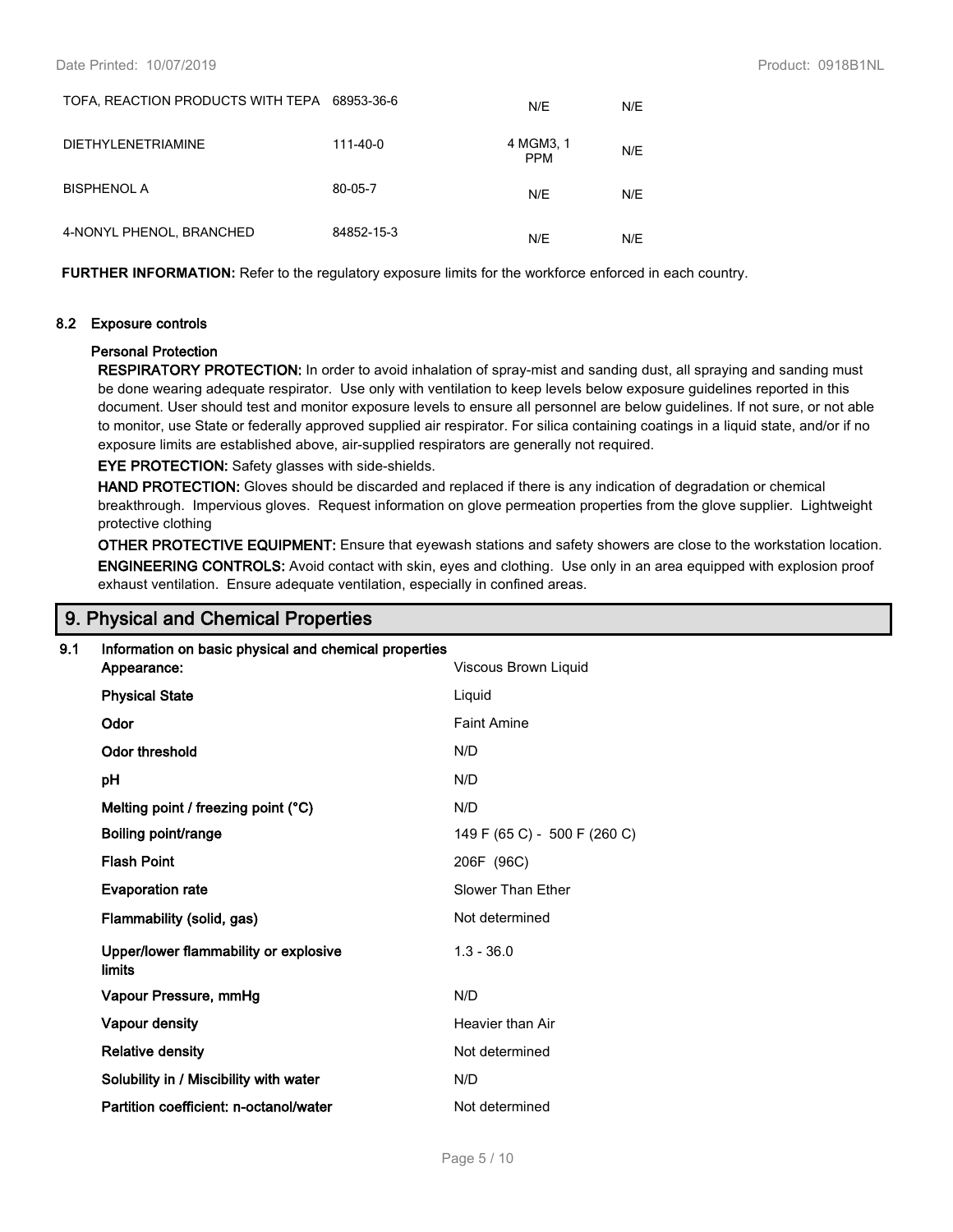| | | | |
|---|---|---|---|
| TOFA, REACTION PRODUCTS WITH TEPA | 68953-36-6 | N/E | N/E |
| DIETHYLENETRIAMINE | 111-40-0 | 4 MGM3, 1 PPM | N/E |
| BISPHENOL A | 80-05-7 | N/E | N/E |
| 4-NONYL PHENOL, BRANCHED | 84852-15-3 | N/E | N/E |

**FURTHER INFORMATION:** Refer to the regulatory exposure limits for the workforce enforced in each country.

### 8.2 Exposure controls

**Personal Protection**

**RESPIRATORY PROTECTION:** In order to avoid inhalation of spray-mist and sanding dust, all spraying and sanding must be done wearing adequate respirator. Use only with ventilation to keep levels below exposure guidelines reported in this document. User should test and monitor exposure levels to ensure all personnel are below guidelines. If not sure, or not able to monitor, use State or federally approved supplied air respirator. For silica containing coatings in a liquid state, and/or if no exposure limits are established above, air-supplied respirators are generally not required.

**EYE PROTECTION:** Safety glasses with side-shields.

**HAND PROTECTION:** Gloves should be discarded and replaced if there is any indication of degradation or chemical breakthrough. Impervious gloves. Request information on glove permeation properties from the glove supplier. Lightweight protective clothing

**OTHER PROTECTIVE EQUIPMENT:** Ensure that eyewash stations and safety showers are close to the workstation location.

**ENGINEERING CONTROLS:** Avoid contact with skin, eyes and clothing. Use only in an area equipped with explosion proof exhaust ventilation. Ensure adequate ventilation, especially in confined areas.

## 9. Physical and Chemical Properties

### 9.1 Information on basic physical and chemical properties

| | |
|---|---|
| **Appearance:** | Viscous Brown Liquid |
| **Physical State** | Liquid |
| **Odor** | Faint Amine |
| **Odor threshold** | N/D |
| **pH** | N/D |
| **Melting point / freezing point (°C)** | N/D |
| **Boiling point/range** | 149 F (65 C) - 500 F (260 C) |
| **Flash Point** | 206F (96C) |
| **Evaporation rate** | Slower Than Ether |
| **Flammability (solid, gas)** | Not determined |
| **Upper/lower flammability or explosive limits** | 1.3 - 36.0 |
| **Vapour Pressure, mmHg** | N/D |
| **Vapour density** | Heavier than Air |
| **Relative density** | Not determined |
| **Solubility in / Miscibility with water** | N/D |
| **Partition coefficient: n-octanol/water** | Not determined |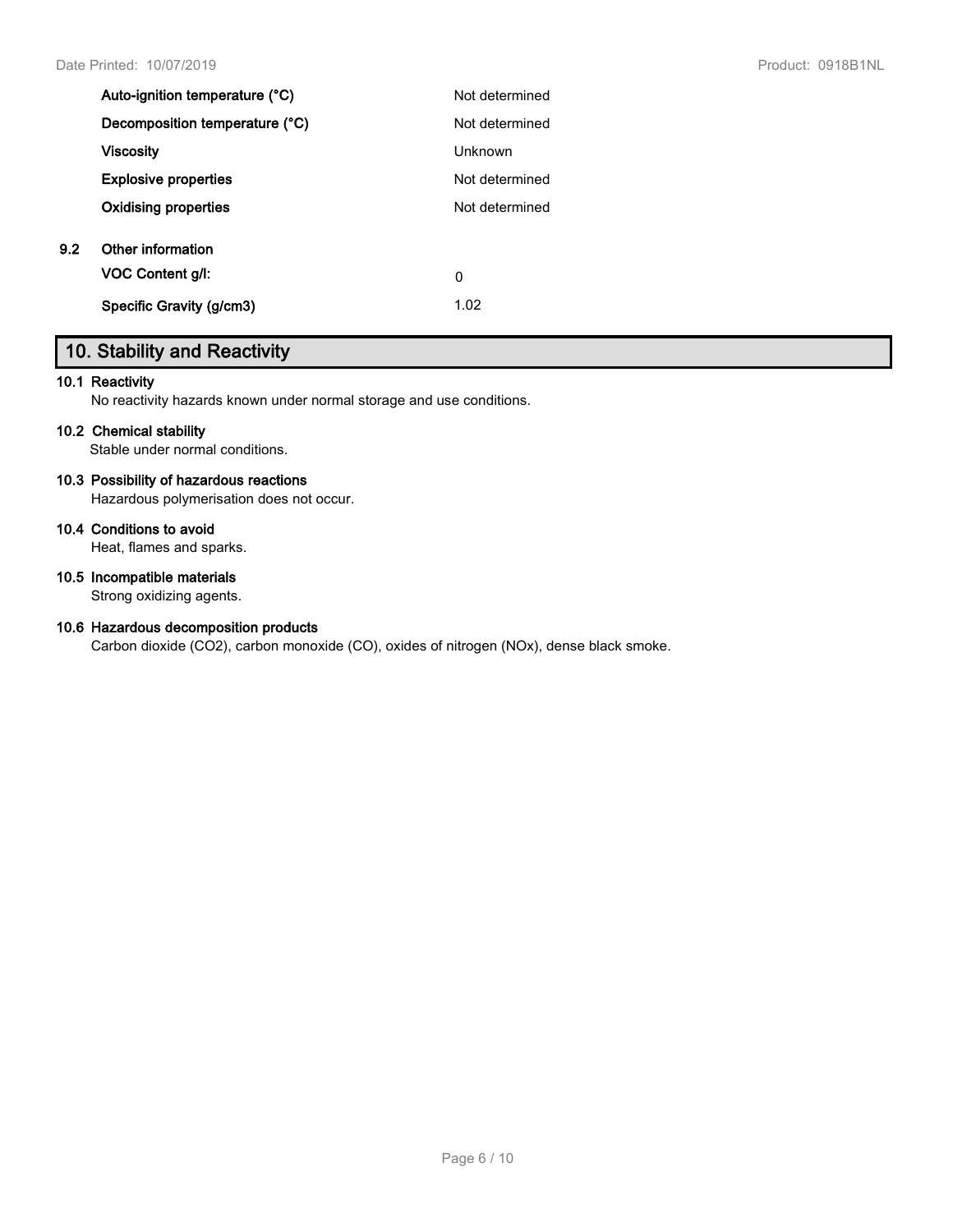| | |
|---|---|
| **Auto-ignition temperature (°C)** | Not determined |
| **Decomposition temperature (°C)** | Not determined |
| **Viscosity** | Unknown |
| **Explosive properties** | Not determined |
| **Oxidising properties** | Not determined |

**9.2 Other information**

| | |
|---|---|
| **VOC Content g/l:** | 0 |
| **Specific Gravity (g/cm3)** | 1.02 |

## 10. Stability and Reactivity

**10.1 Reactivity**

No reactivity hazards known under normal storage and use conditions.

**10.2 Chemical stability**

Stable under normal conditions.

**10.3 Possibility of hazardous reactions**

Hazardous polymerisation does not occur.

**10.4 Conditions to avoid**

Heat, flames and sparks.

**10.5 Incompatible materials**

Strong oxidizing agents.

**10.6 Hazardous decomposition products**

Carbon dioxide ($CO_2$), carbon monoxide (CO), oxides of nitrogen ($NO_x$), dense black smoke.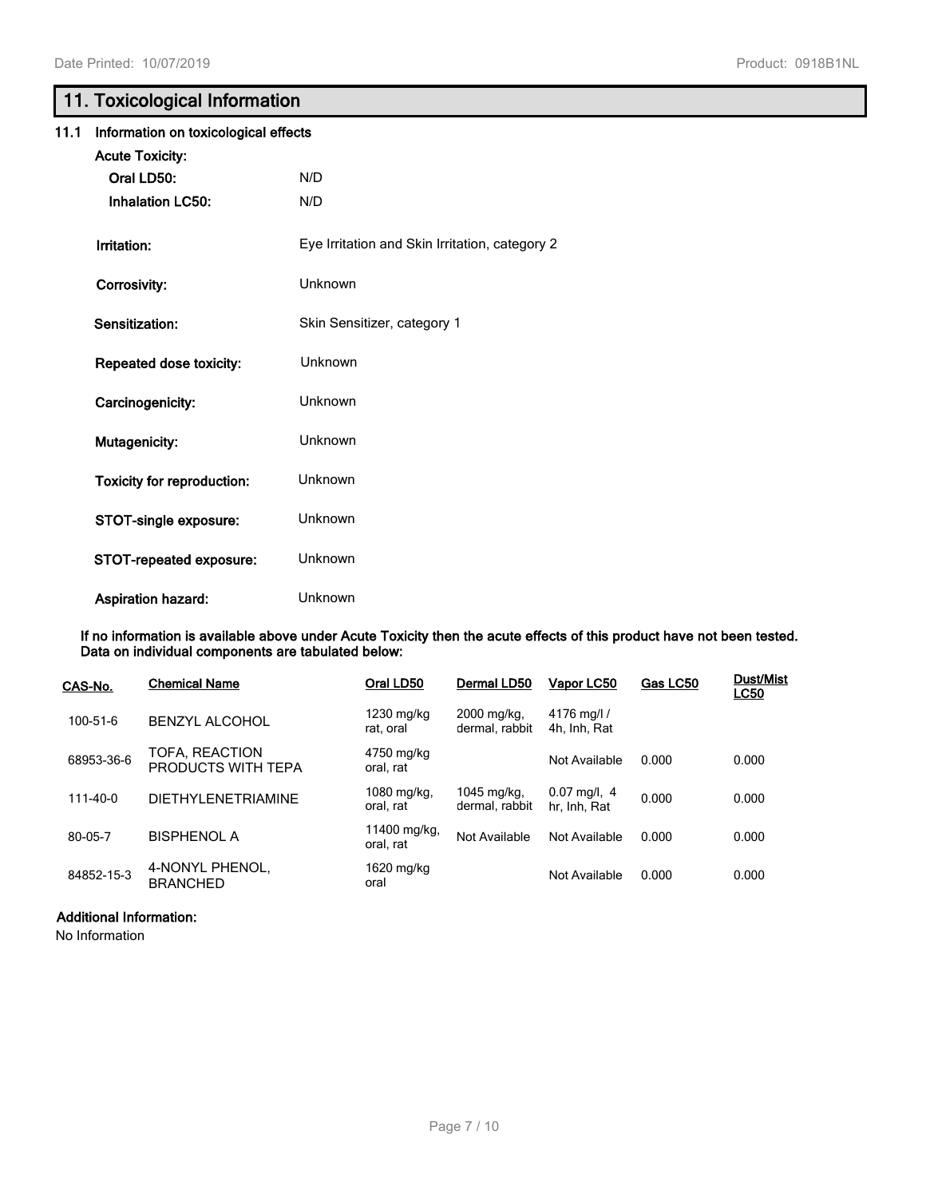## 11. Toxicological Information

### 11.1 Information on toxicological effects

**Acute Toxicity:**

**Oral LD50:** N/D

**Inhalation LC50:** N/D

**Irritation:** Eye Irritation and Skin Irritation, category 2

**Corrosivity:** Unknown

**Sensitization:** Skin Sensitizer, category 1

**Repeated dose toxicity:** Unknown

**Carcinogenicity:** Unknown

**Mutagenicity:** Unknown

**Toxicity for reproduction:** Unknown

**STOT-single exposure:** Unknown

**STOT-repeated exposure:** Unknown

**Aspiration hazard:** Unknown

**If no information is available above under Acute Toxicity then the acute effects of this product have not been tested. Data on individual components are tabulated below:**

| CAS-No. | Chemical Name | Oral LD50 | Dermal LD50 | Vapor LC50 | Gas LC50 | Dust/Mist LC50 |
|---|---|---|---|---|---|---|
| 100-51-6 | BENZYL ALCOHOL | 1230 mg/kg rat, oral | 2000 mg/kg, dermal, rabbit | 4176 mg/l / 4h, Inh, Rat | | |
| 68953-36-6 | TOFA, REACTION PRODUCTS WITH TEPA | 4750 mg/kg oral, rat | | Not Available | 0.000 | 0.000 |
| 111-40-0 | DIETHYLENETRIAMINE | 1080 mg/kg, oral, rat | 1045 mg/kg, dermal, rabbit | 0.07 mg/l, 4 hr, Inh, Rat | 0.000 | 0.000 |
| 80-05-7 | BISPHENOL A | 11400 mg/kg, oral, rat | Not Available | Not Available | 0.000 | 0.000 |
| 84852-15-3 | 4-NONYL PHENOL, BRANCHED | 1620 mg/kg oral | | Not Available | 0.000 | 0.000 |

**Additional Information:**

No Information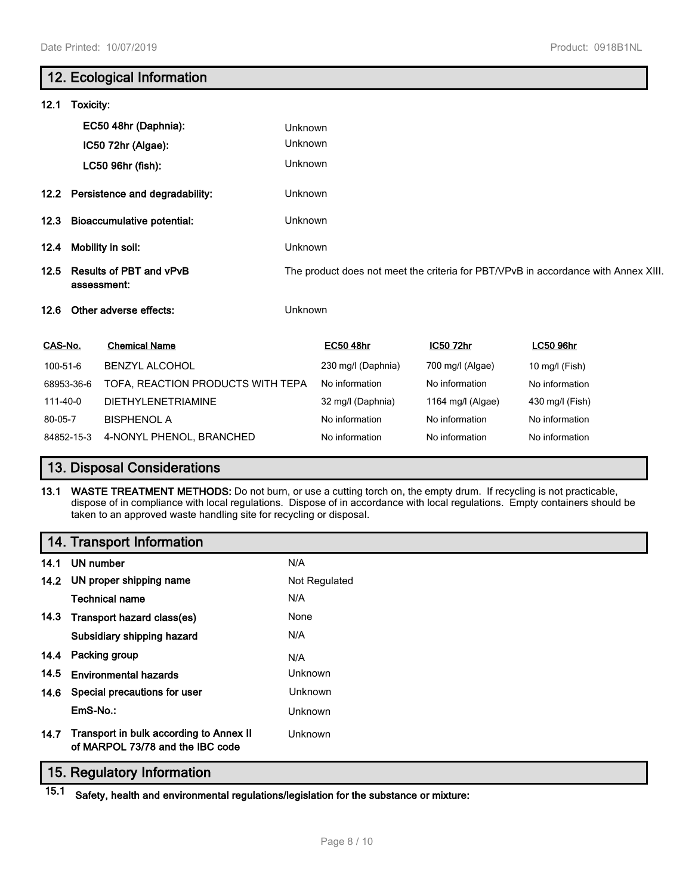## 12. Ecological Information

**12.1 Toxicity:**

| | |
|---|---|
| **EC50 48hr (Daphnia):** | Unknown |
| **IC50 72hr (Algae):** | Unknown |
| **LC50 96hr (fish):** | Unknown |

| | |
|---|---|
| **12.2 Persistence and degradability:** | Unknown |
| **12.3 Bioaccumulative potential:** | Unknown |
| **12.4 Mobility in soil:** | Unknown |
| **12.5 Results of PBT and vPvB assessment:** | The product does not meet the criteria for PBT/VPvB in accordance with Annex XIII. |
| **12.6 Other adverse effects:** | Unknown |

| CAS-No. | Chemical Name | EC50 48hr | IC50 72hr | LC50 96hr |
|---|---|---|---|---|
| 100-51-6 | BENZYL ALCOHOL | 230 mg/l (Daphnia) | 700 mg/l (Algae) | 10 mg/l (Fish) |
| 68953-36-6 | TOFA, REACTION PRODUCTS WITH TEPA | No information | No information | No information |
| 111-40-0 | DIETHYLENETRIAMINE | 32 mg/l (Daphnia) | 1164 mg/l (Algae) | 430 mg/l (Fish) |
| 80-05-7 | BISPHENOL A | No information | No information | No information |
| 84852-15-3 | 4-NONYL PHENOL, BRANCHED | No information | No information | No information |

## 13. Disposal Considerations

**13.1 WASTE TREATMENT METHODS:** Do not burn, or use a cutting torch on, the empty drum. If recycling is not practicable, dispose of in compliance with local regulations. Dispose of in accordance with local regulations. Empty containers should be taken to an approved waste handling site for recycling or disposal.

## 14. Transport Information

| | |
|---|---|
| **14.1 UN number** | N/A |
| **14.2 UN proper shipping name** | Not Regulated |
| **Technical name** | N/A |
| **14.3 Transport hazard class(es)** | None |
| **Subsidiary shipping hazard** | N/A |
| **14.4 Packing group** | N/A |
| **14.5 Environmental hazards** | Unknown |
| **14.6 Special precautions for user** | Unknown |
| **EmS-No.:** | Unknown |
| **14.7 Transport in bulk according to Annex II of MARPOL 73/78 and the IBC code** | Unknown |

## 15. Regulatory Information

**15.1 Safety, health and environmental regulations/legislation for the substance or mixture:**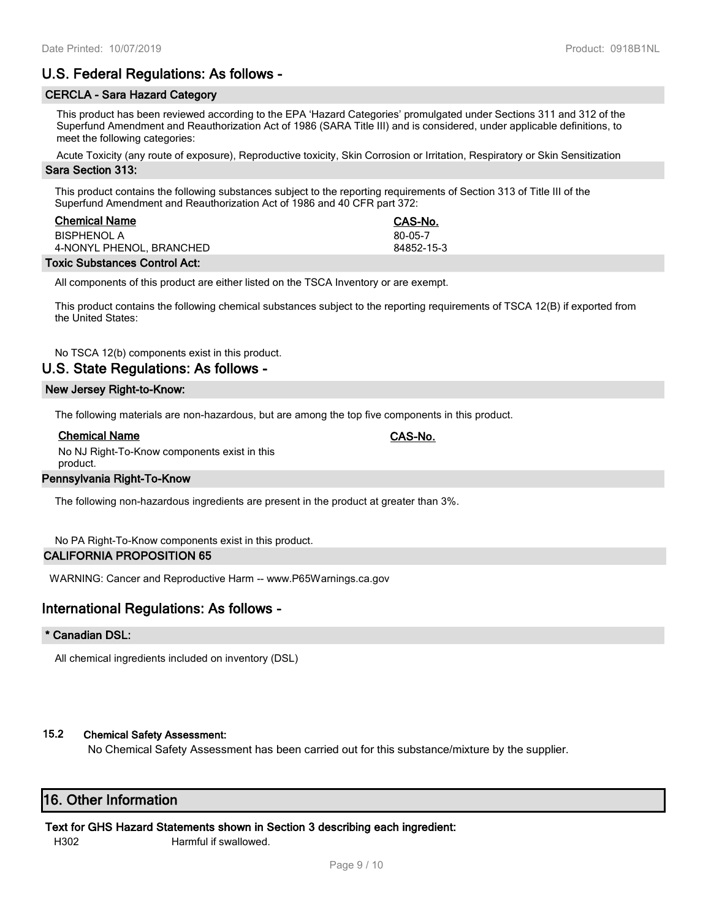## U.S. Federal Regulations: As follows -

### CERCLA - Sara Hazard Category

This product has been reviewed according to the EPA 'Hazard Categories' promulgated under Sections 311 and 312 of the Superfund Amendment and Reauthorization Act of 1986 (SARA Title III) and is considered, under applicable definitions, to meet the following categories:

Acute Toxicity (any route of exposure), Reproductive toxicity, Skin Corrosion or Irritation, Respiratory or Skin Sensitization

### Sara Section 313:

This product contains the following substances subject to the reporting requirements of Section 313 of Title III of the Superfund Amendment and Reauthorization Act of 1986 and 40 CFR part 372:

| Chemical Name | CAS-No. |
|---|---|
| BISPHENOL A | 80-05-7 |
| 4-NONYL PHENOL, BRANCHED | 84852-15-3 |

### Toxic Substances Control Act:

All components of this product are either listed on the TSCA Inventory or are exempt.

This product contains the following chemical substances subject to the reporting requirements of TSCA 12(B) if exported from the United States:

No TSCA 12(b) components exist in this product.

## U.S. State Regulations: As follows -

### New Jersey Right-to-Know:

The following materials are non-hazardous, but are among the top five components in this product.

| Chemical Name | CAS-No. |
|---|---|
| No NJ Right-To-Know components exist in this product. | |

### Pennsylvania Right-To-Know

The following non-hazardous ingredients are present in the product at greater than 3%.

No PA Right-To-Know components exist in this product.

### CALIFORNIA PROPOSITION 65

WARNING: Cancer and Reproductive Harm -- www.P65Warnings.ca.gov

## International Regulations: As follows -

### * Canadian DSL:

All chemical ingredients included on inventory (DSL)

### 15.2 Chemical Safety Assessment:

No Chemical Safety Assessment has been carried out for this substance/mixture by the supplier.

## 16. Other Information

**Text for GHS Hazard Statements shown in Section 3 describing each ingredient:**

| | |
|---|---|
| H302 | Harmful if swallowed. |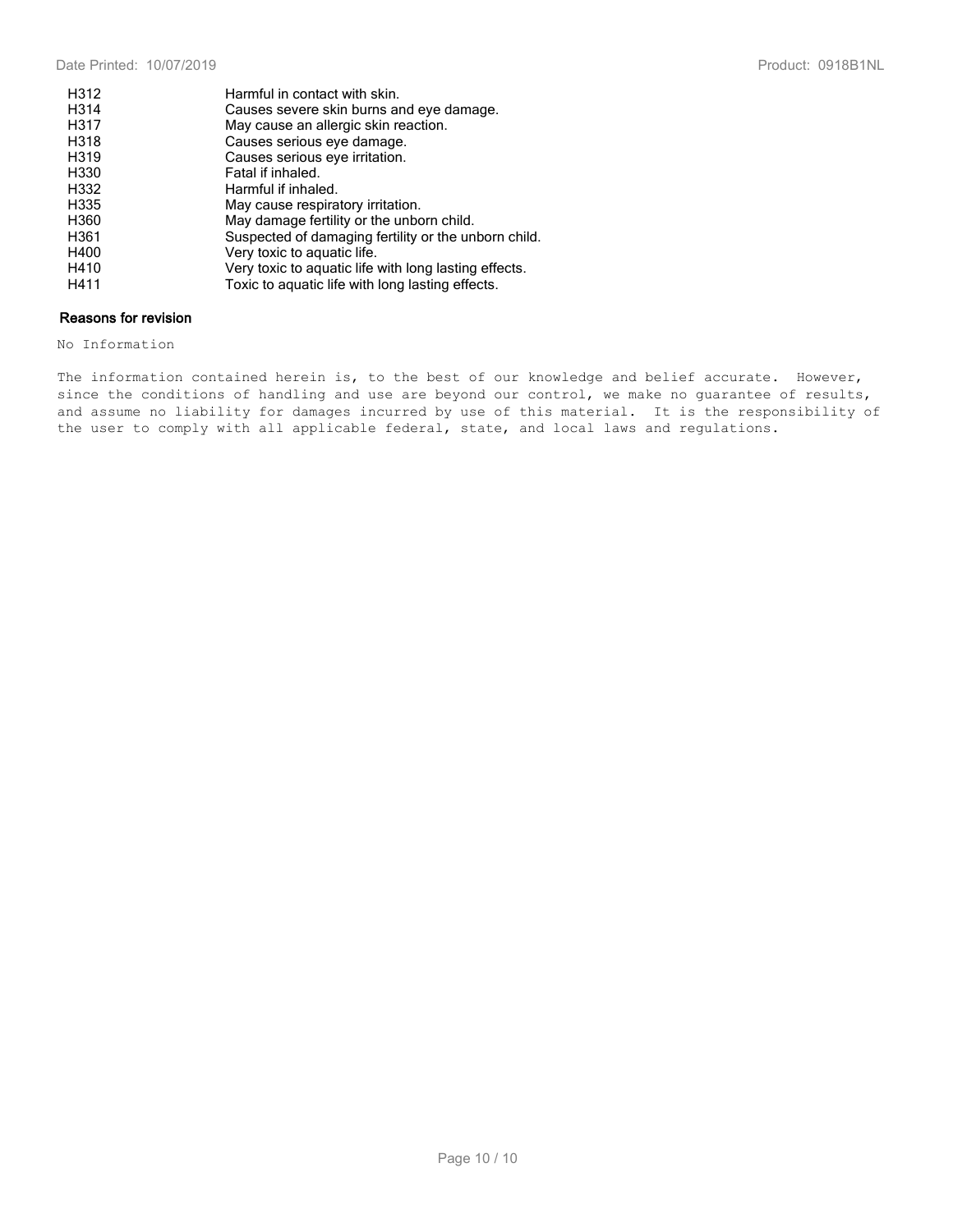| | |
|---|---|
| H312 | Harmful in contact with skin. |
| H314 | Causes severe skin burns and eye damage. |
| H317 | May cause an allergic skin reaction. |
| H318 | Causes serious eye damage. |
| H319 | Causes serious eye irritation. |
| H330 | Fatal if inhaled. |
| H332 | Harmful if inhaled. |
| H335 | May cause respiratory irritation. |
| H360 | May damage fertility or the unborn child. |
| H361 | Suspected of damaging fertility or the unborn child. |
| H400 | Very toxic to aquatic life. |
| H410 | Very toxic to aquatic life with long lasting effects. |
| H411 | Toxic to aquatic life with long lasting effects. |

### Reasons for revision

No Information

The information contained herein is, to the best of our knowledge and belief accurate. However, since the conditions of handling and use are beyond our control, we make no guarantee of results, and assume no liability for damages incurred by use of this material. It is the responsibility of the user to comply with all applicable federal, state, and local laws and regulations.